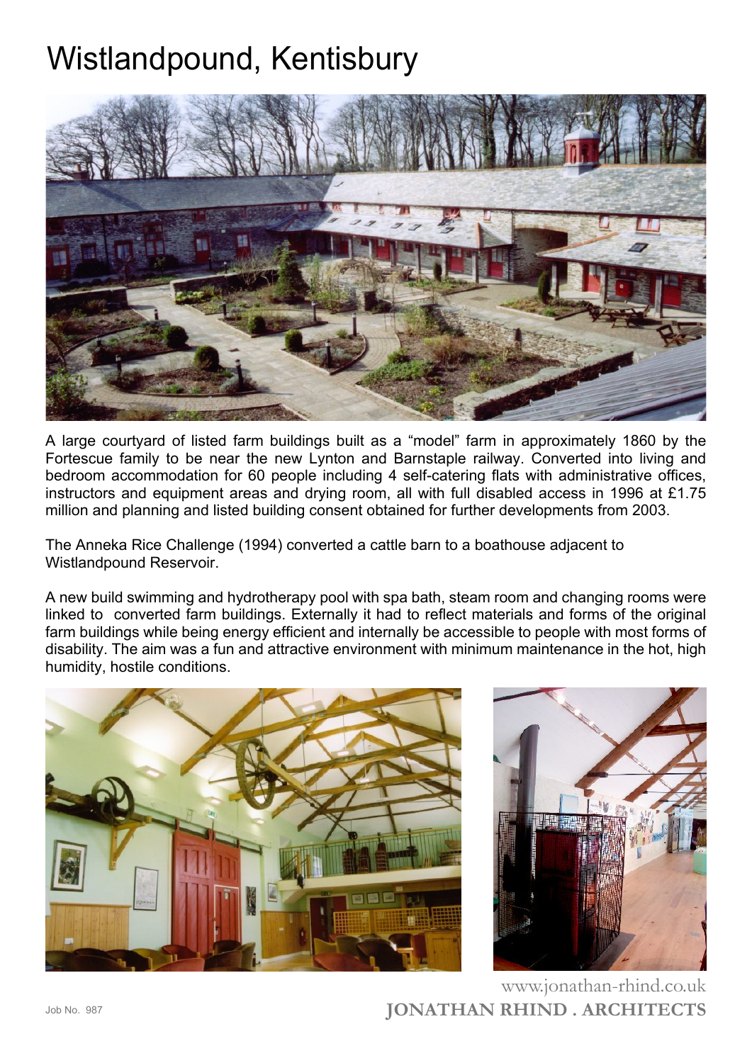# Wistlandpound, Kentisbury

A large courtyard of listed farm buildings built as a "model" farm in approximately 1860 by the Fortescue family to be near the new Lynton and Barnstaple railway. Converted into living and bedroom accommodation for 60 people including 4 self-catering flats with administrative offices, instructors and equipment areas and drying room, all with full disabled access in 1996 at £1.75 million and planning and listed building consent obtained for further developments from 2003.

The Anneka Rice Challenge (1994) converted a cattle barn to a boathouse adjacent to Wistlandpound Reservoir.

A new build swimming and hydrotherapy pool with spa bath, steam room and changing rooms were linked to converted farm buildings. Externally it had to reflect materials and forms of the original farm buildings while being energy efficient and internally be accessible to people with most forms of disability. The aim was a fun and attractive environment with minimum maintenance in the hot, high humidity, hostile conditions.

Job No. 987

www.jonathan-rhind.co.uk

**JONATHAN RHIND . ARCHITECTS**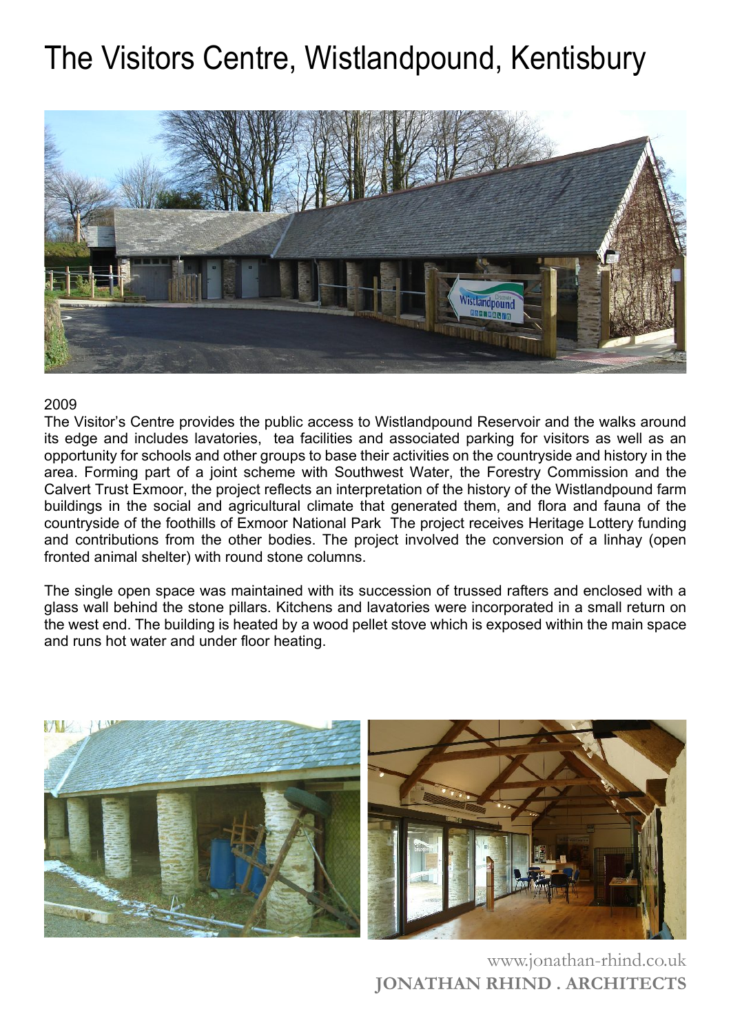# The Visitors Centre, Wistlandpound, Kentisbury

2009

The Visitor's Centre provides the public access to Wistlandpound Reservoir and the walks around its edge and includes lavatories, tea facilities and associated parking for visitors as well as an opportunity for schools and other groups to base their activities on the countryside and history in the area. Forming part of a joint scheme with Southwest Water, the Forestry Commission and the Calvert Trust Exmoor, the project reflects an interpretation of the history of the Wistlandpound farm buildings in the social and agricultural climate that generated them, and flora and fauna of the countryside of the foothills of Exmoor National Park The project receives Heritage Lottery funding and contributions from the other bodies. The project involved the conversion of a linhay (open fronted animal shelter) with round stone columns.

The single open space was maintained with its succession of trussed rafters and enclosed with a glass wall behind the stone pillars. Kitchens and lavatories were incorporated in a small return on the west end. The building is heated by a wood pellet stove which is exposed within the main space and runs hot water and under floor heating.

www.jonathan-rhind.co.uk

**JONATHAN RHIND . ARCHITECTS**